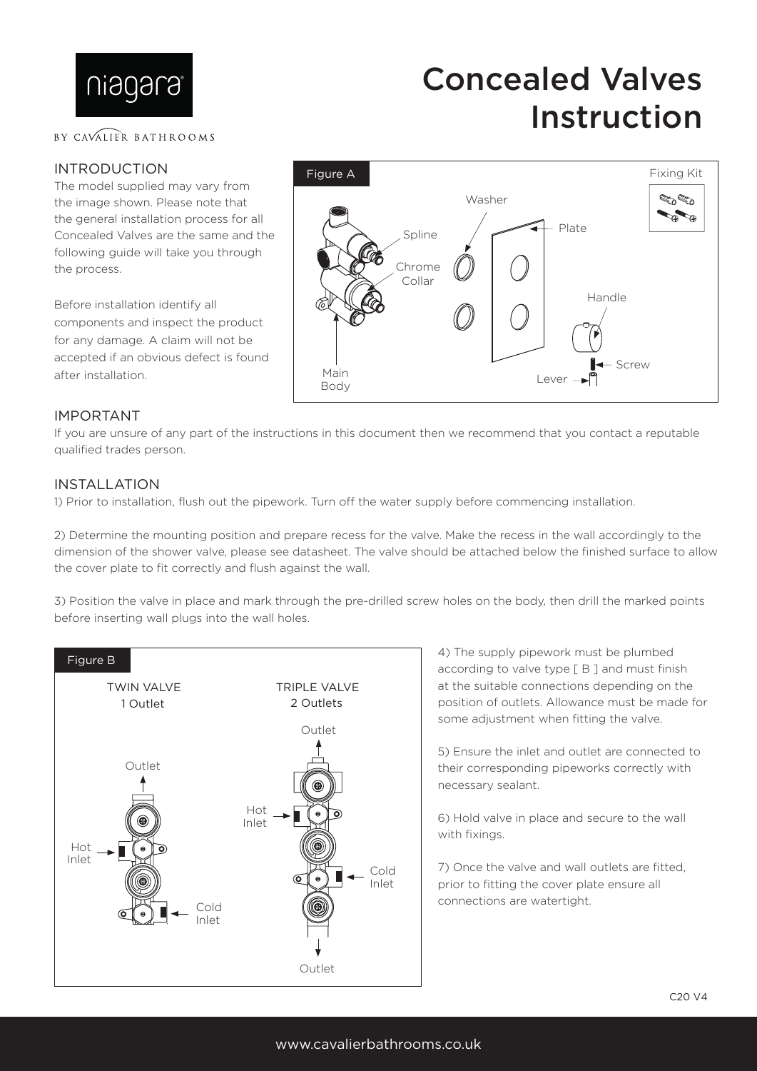# Concealed Valves Instruction

niagara® BY CAVALIER BATHROOMS

## INTRODUCTION

The model supplied may vary from the image shown. Please note that the general installation process for all Concealed Valves are the same and the following guide will take you through the process.

Before installation identify all components and inspect the product for any damage. A claim will not be accepted if an obvious defect is found after installation.

Figure A

Fixing Kit, Washer, Plate, Spline, Chrome Collar, Handle, Screw, Lever, Main Body

## IMPORTANT

If you are unsure of any part of the instructions in this document then we recommend that you contact a reputable qualified trades person.

## INSTALLATION

1) Prior to installation, flush out the pipework. Turn off the water supply before commencing installation.

2) Determine the mounting position and prepare recess for the valve. Make the recess in the wall accordingly to the dimension of the shower valve, please see datasheet. The valve should be attached below the finished surface to allow the cover plate to fit correctly and flush against the wall.

3) Position the valve in place and mark through the pre-drilled screw holes on the body, then drill the marked points before inserting wall plugs into the wall holes.

Figure B

TWIN VALVE
1 Outlet

Outlet, Hot Inlet, Cold Inlet

TRIPLE VALVE
2 Outlets

Outlet, Hot Inlet, Cold Inlet, Outlet

4) The supply pipework must be plumbed according to valve type [ B ] and must finish at the suitable connections depending on the position of outlets. Allowance must be made for some adjustment when fitting the valve.

5) Ensure the inlet and outlet are connected to their corresponding pipeworks correctly with necessary sealant.

6) Hold valve in place and secure to the wall with fixings.

7) Once the valve and wall outlets are fitted, prior to fitting the cover plate ensure all connections are watertight.

C20 V4

www.cavalierbathrooms.co.uk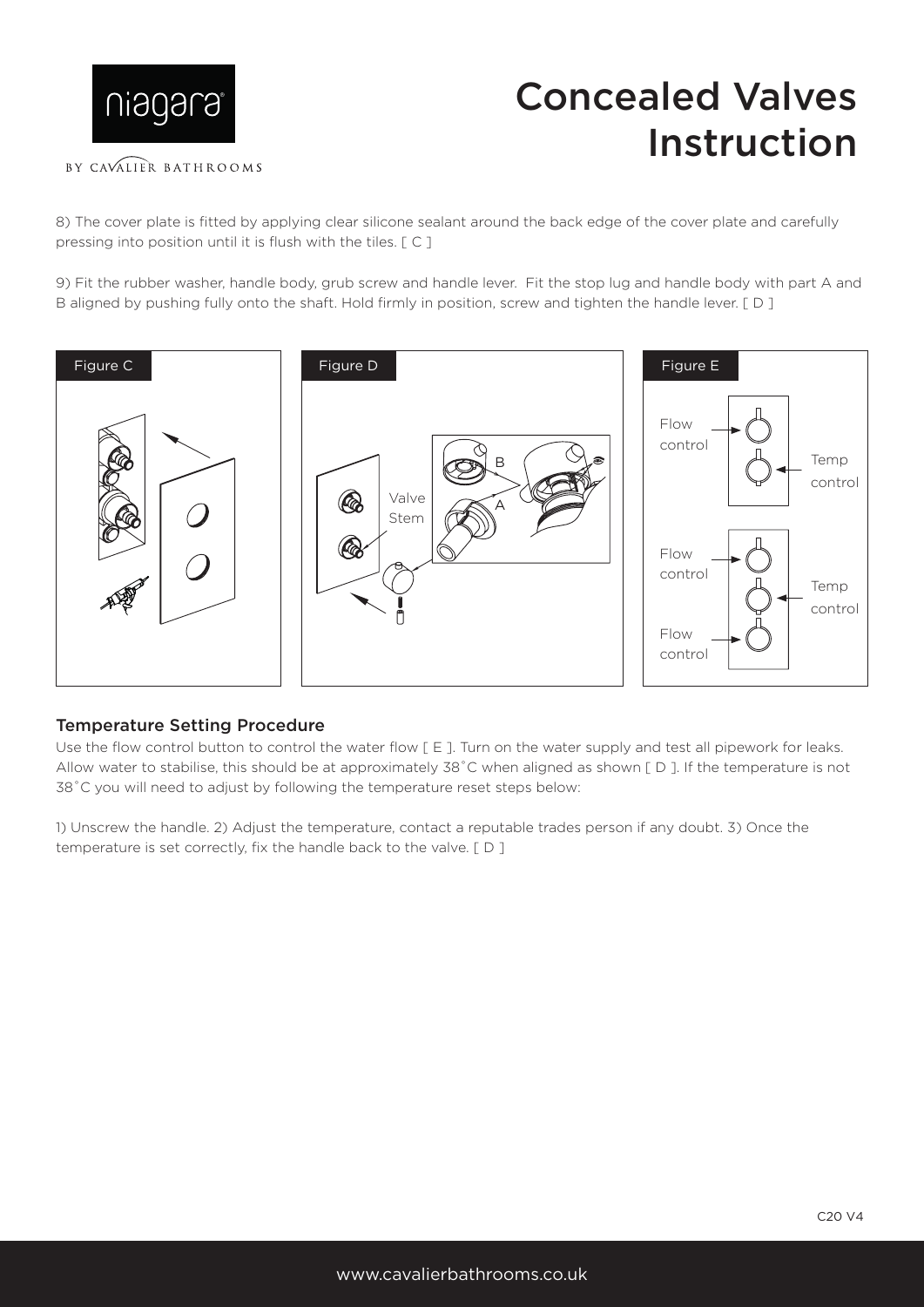# Concealed Valves Instruction

8) The cover plate is fitted by applying clear silicone sealant around the back edge of the cover plate and carefully pressing into position until it is flush with the tiles. [ C ]

9) Fit the rubber washer, handle body, grub screw and handle lever. Fit the stop lug and handle body with part A and B aligned by pushing fully onto the shaft. Hold firmly in position, screw and tighten the handle lever. [ D ]

Figure C

Figure D

Valve Stem

A

B

Figure E

Flow control

Temp control

Flow control

Temp control

Flow control

## Temperature Setting Procedure

Use the flow control button to control the water flow [ E ]. Turn on the water supply and test all pipework for leaks. Allow water to stabilise, this should be at approximately 38˚C when aligned as shown [ D ]. If the temperature is not 38˚C you will need to adjust by following the temperature reset steps below:

1) Unscrew the handle. 2) Adjust the temperature, contact a reputable trades person if any doubt. 3) Once the temperature is set correctly, fix the handle back to the valve. [ D ]

C20 V4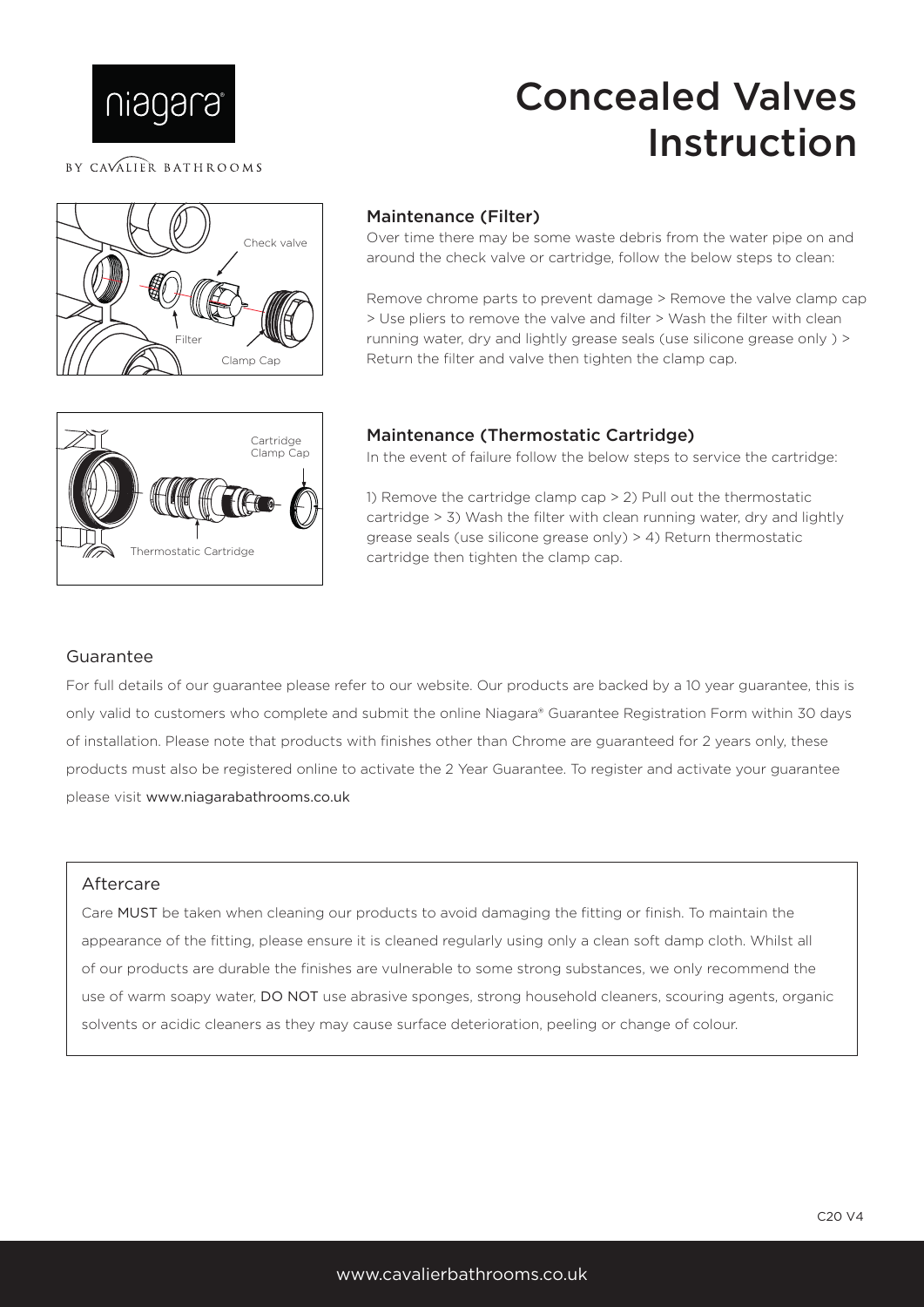# Concealed Valves Instruction

niagara®

BY CAVALIER BATHROOMS

Check valve

Filter

Clamp Cap

## Maintenance (Filter)

Over time there may be some waste debris from the water pipe on and around the check valve or cartridge, follow the below steps to clean:

Remove chrome parts to prevent damage > Remove the valve clamp cap > Use pliers to remove the valve and filter > Wash the filter with clean running water, dry and lightly grease seals (use silicone grease only ) > Return the filter and valve then tighten the clamp cap.

Cartridge Clamp Cap

Thermostatic Cartridge

## Maintenance (Thermostatic Cartridge)

In the event of failure follow the below steps to service the cartridge:

1) Remove the cartridge clamp cap > 2) Pull out the thermostatic cartridge > 3) Wash the filter with clean running water, dry and lightly grease seals (use silicone grease only) > 4) Return thermostatic cartridge then tighten the clamp cap.

## Guarantee

For full details of our guarantee please refer to our website. Our products are backed by a 10 year guarantee, this is only valid to customers who complete and submit the online Niagara® Guarantee Registration Form within 30 days of installation. Please note that products with finishes other than Chrome are guaranteed for 2 years only, these products must also be registered online to activate the 2 Year Guarantee. To register and activate your guarantee please visit www.niagarabathrooms.co.uk

## Aftercare

Care MUST be taken when cleaning our products to avoid damaging the fitting or finish. To maintain the appearance of the fitting, please ensure it is cleaned regularly using only a clean soft damp cloth. Whilst all of our products are durable the finishes are vulnerable to some strong substances, we only recommend the use of warm soapy water, DO NOT use abrasive sponges, strong household cleaners, scouring agents, organic solvents or acidic cleaners as they may cause surface deterioration, peeling or change of colour.

C20 V4

www.cavalierbathrooms.co.uk